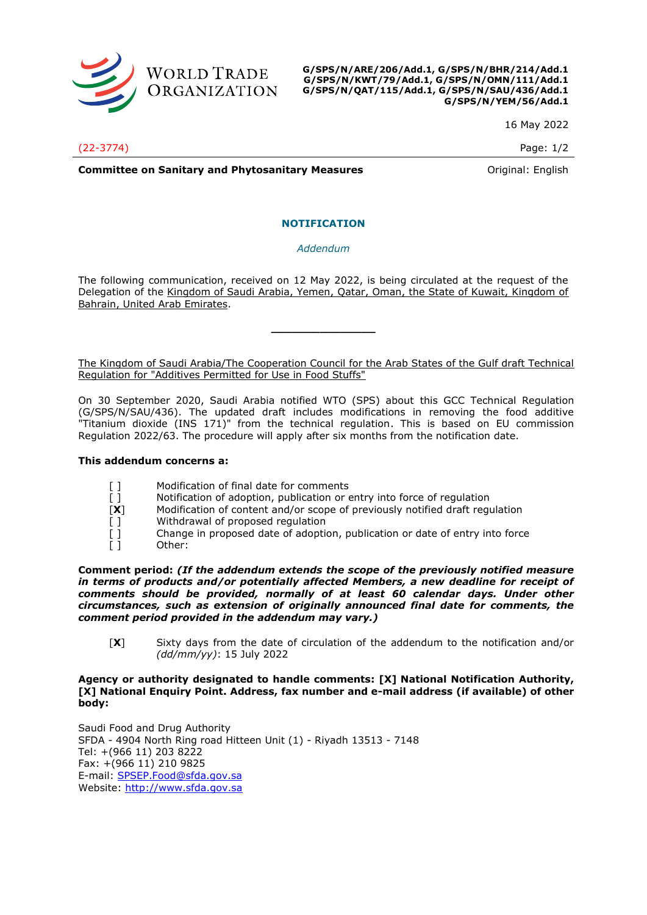WORLD TRADE ORGANIZATION

**G/SPS/N/ARE/206/Add.1, G/SPS/N/BHR/214/Add.1**
**G/SPS/N/KWT/79/Add.1, G/SPS/N/OMN/111/Add.1**
**G/SPS/N/QAT/115/Add.1, G/SPS/N/SAU/436/Add.1**
**G/SPS/N/YEM/56/Add.1**

16 May 2022

(22-3774)

**Committee on Sanitary and Phytosanitary Measures** Original: English

## NOTIFICATION

*Addendum*

The following communication, received on 12 May 2022, is being circulated at the request of the Delegation of the Kingdom of Saudi Arabia, Yemen, Qatar, Oman, the State of Kuwait, Kingdom of Bahrain, United Arab Emirates.

---

The Kingdom of Saudi Arabia/The Cooperation Council for the Arab States of the Gulf draft Technical Regulation for "Additives Permitted for Use in Food Stuffs"

On 30 September 2020, Saudi Arabia notified WTO (SPS) about this GCC Technical Regulation (G/SPS/N/SAU/436). The updated draft includes modifications in removing the food additive "Titanium dioxide (INS 171)" from the technical regulation. This is based on EU commission Regulation 2022/63. The procedure will apply after six months from the notification date.

**This addendum concerns a:**

- [ ] Modification of final date for comments
- [ ] Notification of adoption, publication or entry into force of regulation
- [**X**] Modification of content and/or scope of previously notified draft regulation
- [ ] Withdrawal of proposed regulation
- [ ] Change in proposed date of adoption, publication or date of entry into force
- [ ] Other:

**Comment period:** ***(If the addendum extends the scope of the previously notified measure in terms of products and/or potentially affected Members, a new deadline for receipt of comments should be provided, normally of at least 60 calendar days. Under other circumstances, such as extension of originally announced final date for comments, the comment period provided in the addendum may vary.)***

[**X**] Sixty days from the date of circulation of the addendum to the notification and/or *(dd/mm/yy)*: 15 July 2022

**Agency or authority designated to handle comments: [X] National Notification Authority, [X] National Enquiry Point. Address, fax number and e-mail address (if available) of other body:**

Saudi Food and Drug Authority
SFDA - 4904 North Ring road Hitteen Unit (1) - Riyadh 13513 - 7148
Tel: +(966 11) 203 8222
Fax: +(966 11) 210 9825
E-mail: SPSEP.Food@sfda.gov.sa
Website: http://www.sfda.gov.sa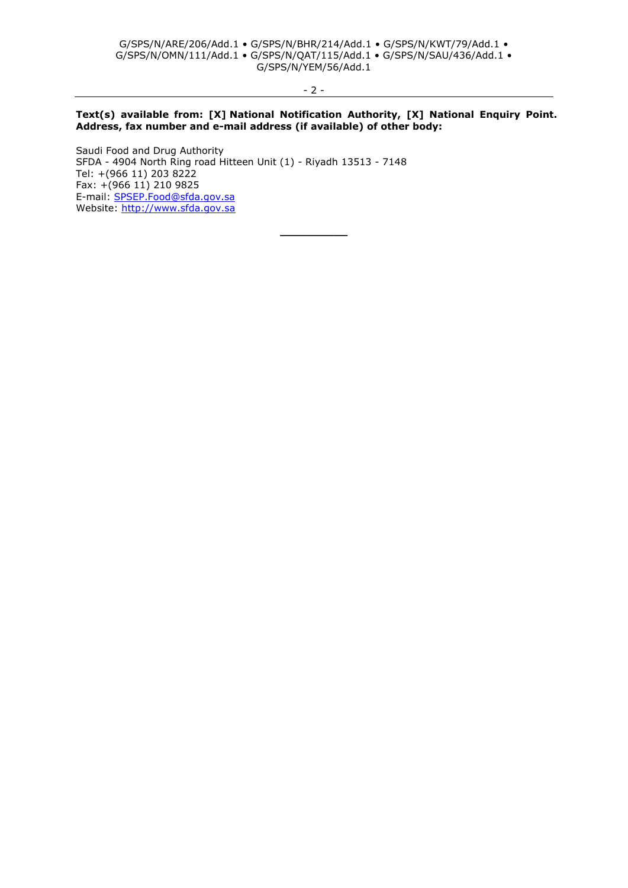**Text(s) available from: [X] National Notification Authority, [X] National Enquiry Point. Address, fax number and e-mail address (if available) of other body:**

Saudi Food and Drug Authority
SFDA - 4904 North Ring road Hitteen Unit (1) - Riyadh 13513 - 7148
Tel: +(966 11) 203 8222
Fax: +(966 11) 210 9825
E-mail: SPSEP.Food@sfda.gov.sa
Website: http://www.sfda.gov.sa